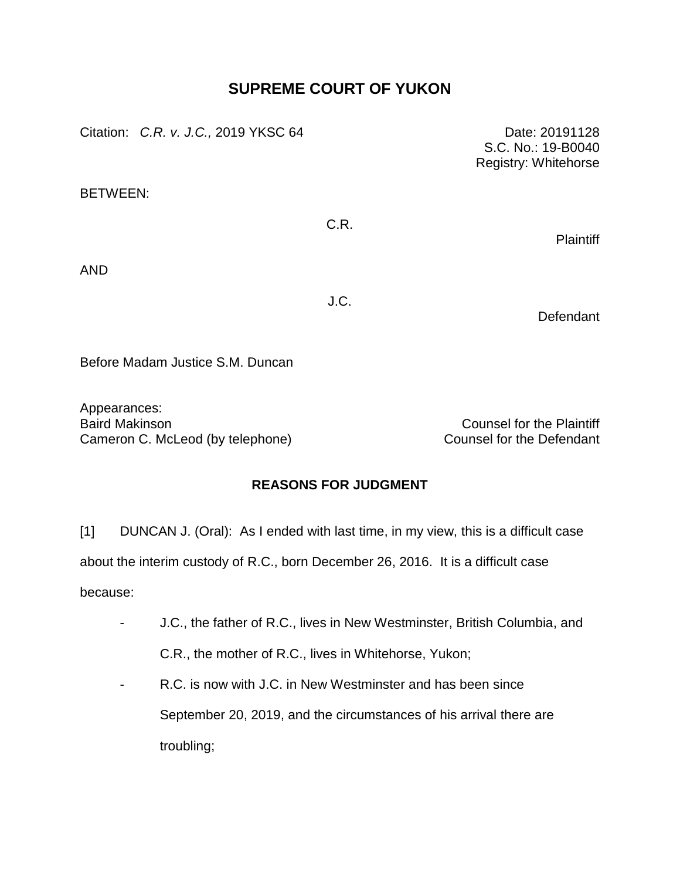# SUPREME COURT OF YUKON

Citation: *C.R. v. J.C.,* 2019 YKSC 64

Date: 20191128
S.C. No.: 19-B0040
Registry: Whitehorse

BETWEEN:

C.R.

Plaintiff

AND

J.C.

Defendant

Before Madam Justice S.M. Duncan

Appearances:

| | |
|---|---|
| Baird Makinson | Counsel for the Plaintiff |
| Cameron C. McLeod (by telephone) | Counsel for the Defendant |

## REASONS FOR JUDGMENT

[1] DUNCAN J. (Oral): As I ended with last time, in my view, this is a difficult case about the interim custody of R.C., born December 26, 2016. It is a difficult case because:

- J.C., the father of R.C., lives in New Westminster, British Columbia, and C.R., the mother of R.C., lives in Whitehorse, Yukon;
- R.C. is now with J.C. in New Westminster and has been since September 20, 2019, and the circumstances of his arrival there are troubling;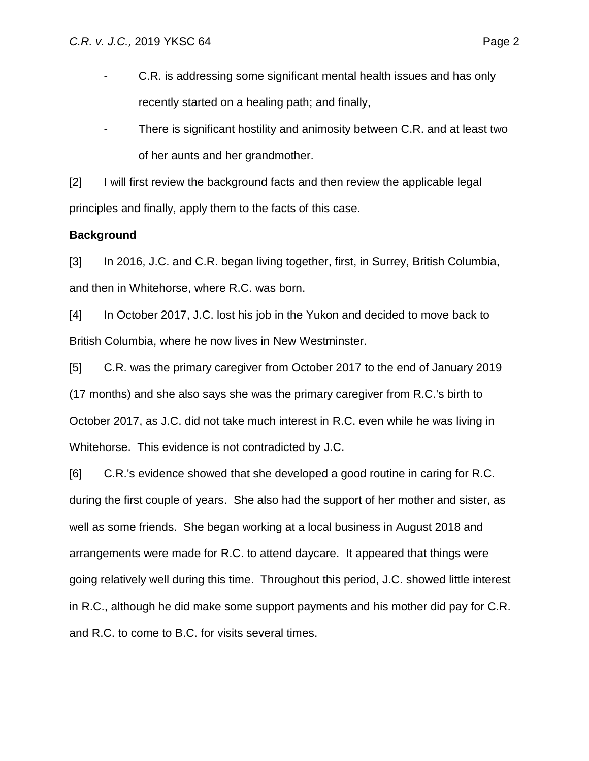- C.R. is addressing some significant mental health issues and has only recently started on a healing path; and finally,
- There is significant hostility and animosity between C.R. and at least two of her aunts and her grandmother.

[2] I will first review the background facts and then review the applicable legal principles and finally, apply them to the facts of this case.

**Background**

[3] In 2016, J.C. and C.R. began living together, first, in Surrey, British Columbia, and then in Whitehorse, where R.C. was born.

[4] In October 2017, J.C. lost his job in the Yukon and decided to move back to British Columbia, where he now lives in New Westminster.

[5] C.R. was the primary caregiver from October 2017 to the end of January 2019 (17 months) and she also says she was the primary caregiver from R.C.'s birth to October 2017, as J.C. did not take much interest in R.C. even while he was living in Whitehorse. This evidence is not contradicted by J.C.

[6] C.R.'s evidence showed that she developed a good routine in caring for R.C. during the first couple of years. She also had the support of her mother and sister, as well as some friends. She began working at a local business in August 2018 and arrangements were made for R.C. to attend daycare. It appeared that things were going relatively well during this time. Throughout this period, J.C. showed little interest in R.C., although he did make some support payments and his mother did pay for C.R. and R.C. to come to B.C. for visits several times.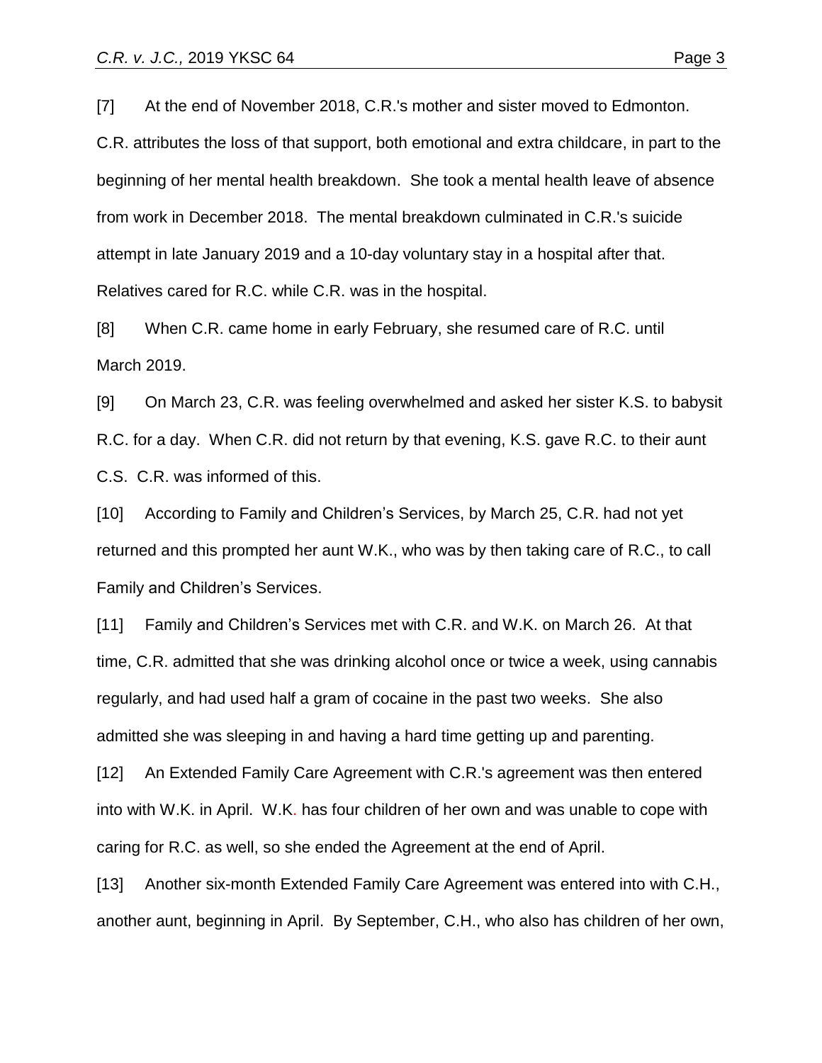[7] At the end of November 2018, C.R.'s mother and sister moved to Edmonton. C.R. attributes the loss of that support, both emotional and extra childcare, in part to the beginning of her mental health breakdown. She took a mental health leave of absence from work in December 2018. The mental breakdown culminated in C.R.'s suicide attempt in late January 2019 and a 10-day voluntary stay in a hospital after that. Relatives cared for R.C. while C.R. was in the hospital.

[8] When C.R. came home in early February, she resumed care of R.C. until March 2019.

[9] On March 23, C.R. was feeling overwhelmed and asked her sister K.S. to babysit R.C. for a day. When C.R. did not return by that evening, K.S. gave R.C. to their aunt C.S. C.R. was informed of this.

[10] According to Family and Children's Services, by March 25, C.R. had not yet returned and this prompted her aunt W.K., who was by then taking care of R.C., to call Family and Children's Services.

[11] Family and Children's Services met with C.R. and W.K. on March 26. At that time, C.R. admitted that she was drinking alcohol once or twice a week, using cannabis regularly, and had used half a gram of cocaine in the past two weeks. She also admitted she was sleeping in and having a hard time getting up and parenting.

[12] An Extended Family Care Agreement with C.R.'s agreement was then entered into with W.K. in April. W.K. has four children of her own and was unable to cope with caring for R.C. as well, so she ended the Agreement at the end of April.

[13] Another six-month Extended Family Care Agreement was entered into with C.H., another aunt, beginning in April. By September, C.H., who also has children of her own,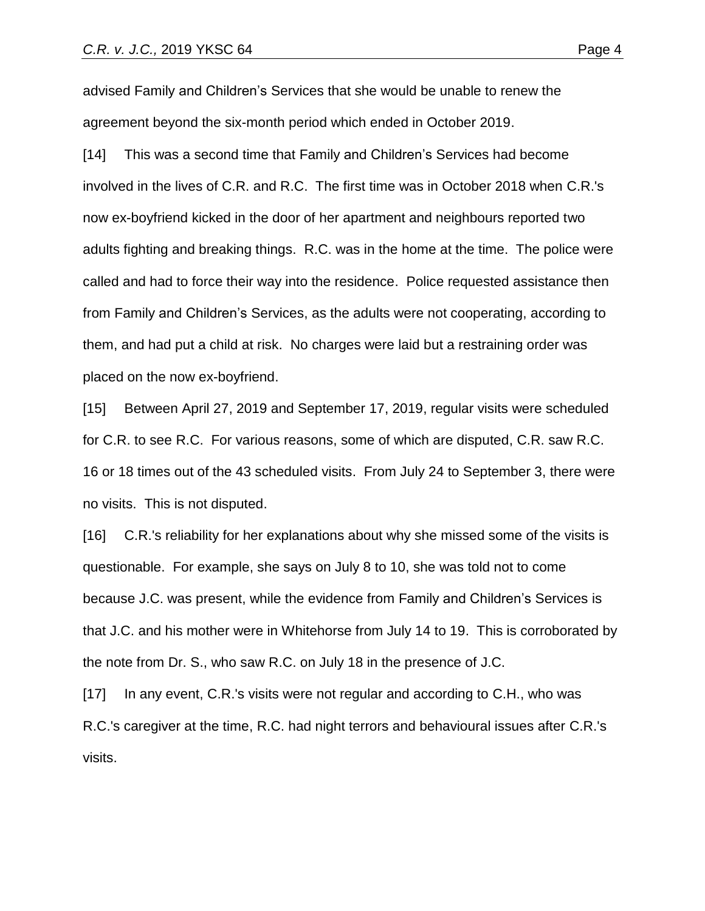advised Family and Children's Services that she would be unable to renew the agreement beyond the six-month period which ended in October 2019.

[14] This was a second time that Family and Children's Services had become involved in the lives of C.R. and R.C. The first time was in October 2018 when C.R.'s now ex-boyfriend kicked in the door of her apartment and neighbours reported two adults fighting and breaking things. R.C. was in the home at the time. The police were called and had to force their way into the residence. Police requested assistance then from Family and Children's Services, as the adults were not cooperating, according to them, and had put a child at risk. No charges were laid but a restraining order was placed on the now ex-boyfriend.

[15] Between April 27, 2019 and September 17, 2019, regular visits were scheduled for C.R. to see R.C. For various reasons, some of which are disputed, C.R. saw R.C. 16 or 18 times out of the 43 scheduled visits. From July 24 to September 3, there were no visits. This is not disputed.

[16] C.R.'s reliability for her explanations about why she missed some of the visits is questionable. For example, she says on July 8 to 10, she was told not to come because J.C. was present, while the evidence from Family and Children's Services is that J.C. and his mother were in Whitehorse from July 14 to 19. This is corroborated by the note from Dr. S., who saw R.C. on July 18 in the presence of J.C.

[17] In any event, C.R.'s visits were not regular and according to C.H., who was R.C.'s caregiver at the time, R.C. had night terrors and behavioural issues after C.R.'s visits.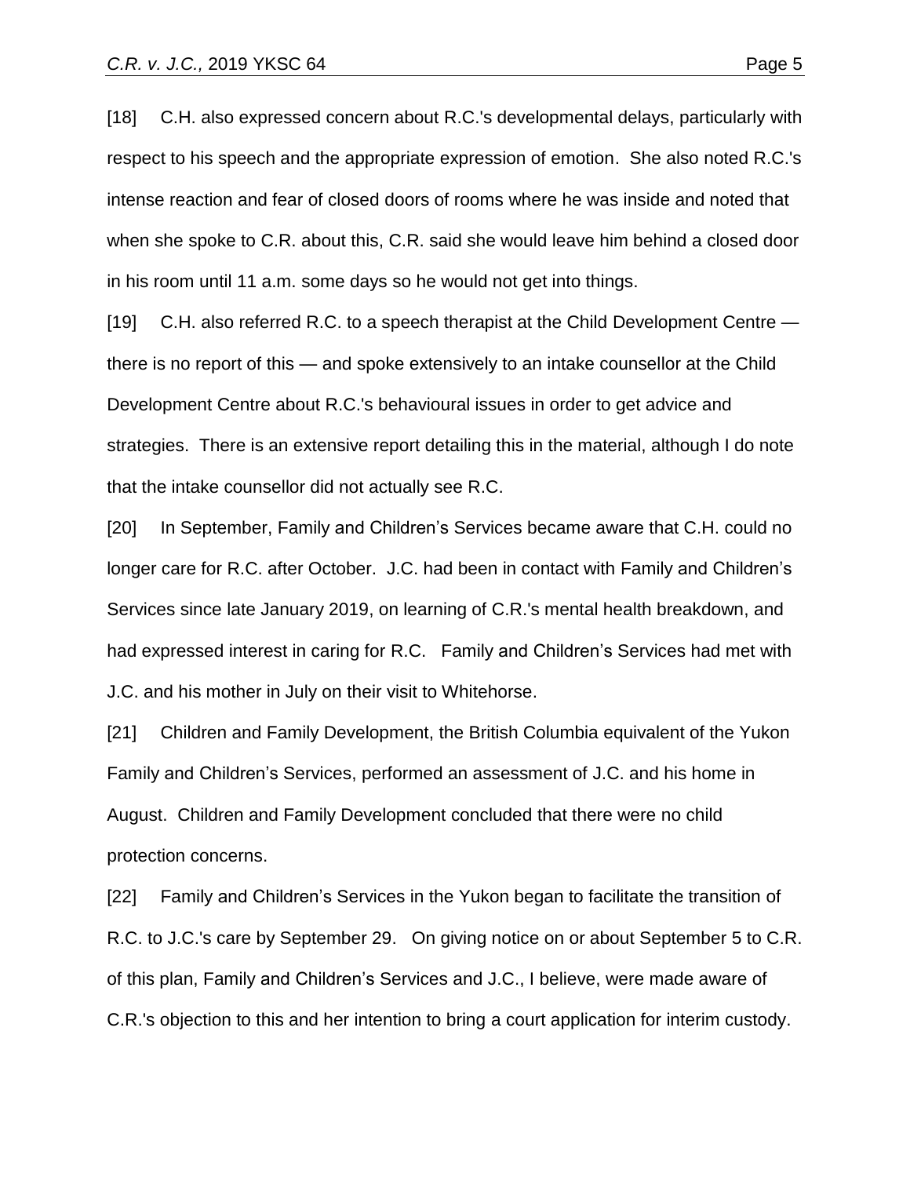[18] C.H. also expressed concern about R.C.'s developmental delays, particularly with respect to his speech and the appropriate expression of emotion. She also noted R.C.'s intense reaction and fear of closed doors of rooms where he was inside and noted that when she spoke to C.R. about this, C.R. said she would leave him behind a closed door in his room until 11 a.m. some days so he would not get into things.

[19] C.H. also referred R.C. to a speech therapist at the Child Development Centre — there is no report of this — and spoke extensively to an intake counsellor at the Child Development Centre about R.C.'s behavioural issues in order to get advice and strategies. There is an extensive report detailing this in the material, although I do note that the intake counsellor did not actually see R.C.

[20] In September, Family and Children's Services became aware that C.H. could no longer care for R.C. after October. J.C. had been in contact with Family and Children's Services since late January 2019, on learning of C.R.'s mental health breakdown, and had expressed interest in caring for R.C. Family and Children's Services had met with J.C. and his mother in July on their visit to Whitehorse.

[21] Children and Family Development, the British Columbia equivalent of the Yukon Family and Children's Services, performed an assessment of J.C. and his home in August. Children and Family Development concluded that there were no child protection concerns.

[22] Family and Children's Services in the Yukon began to facilitate the transition of R.C. to J.C.'s care by September 29. On giving notice on or about September 5 to C.R. of this plan, Family and Children's Services and J.C., I believe, were made aware of C.R.'s objection to this and her intention to bring a court application for interim custody.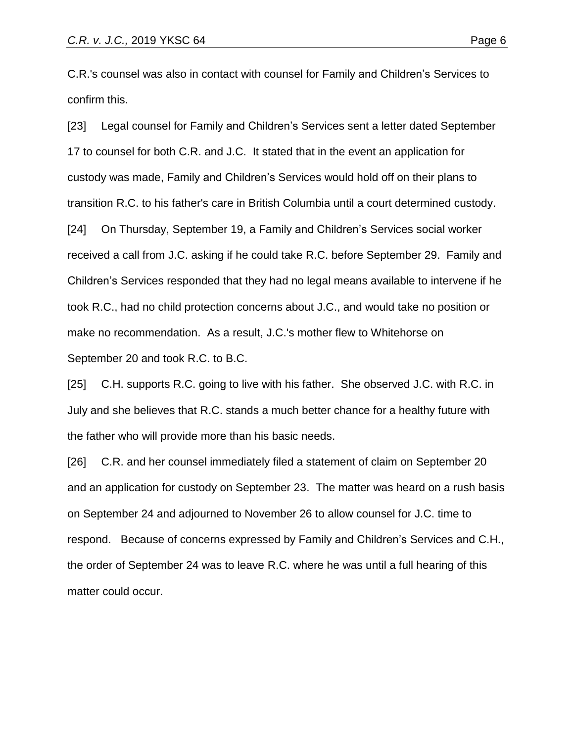C.R.'s counsel was also in contact with counsel for Family and Children's Services to confirm this.

[23] Legal counsel for Family and Children's Services sent a letter dated September 17 to counsel for both C.R. and J.C. It stated that in the event an application for custody was made, Family and Children's Services would hold off on their plans to transition R.C. to his father's care in British Columbia until a court determined custody.

[24] On Thursday, September 19, a Family and Children's Services social worker received a call from J.C. asking if he could take R.C. before September 29. Family and Children's Services responded that they had no legal means available to intervene if he took R.C., had no child protection concerns about J.C., and would take no position or make no recommendation. As a result, J.C.'s mother flew to Whitehorse on September 20 and took R.C. to B.C.

[25] C.H. supports R.C. going to live with his father. She observed J.C. with R.C. in July and she believes that R.C. stands a much better chance for a healthy future with the father who will provide more than his basic needs.

[26] C.R. and her counsel immediately filed a statement of claim on September 20 and an application for custody on September 23. The matter was heard on a rush basis on September 24 and adjourned to November 26 to allow counsel for J.C. time to respond. Because of concerns expressed by Family and Children's Services and C.H., the order of September 24 was to leave R.C. where he was until a full hearing of this matter could occur.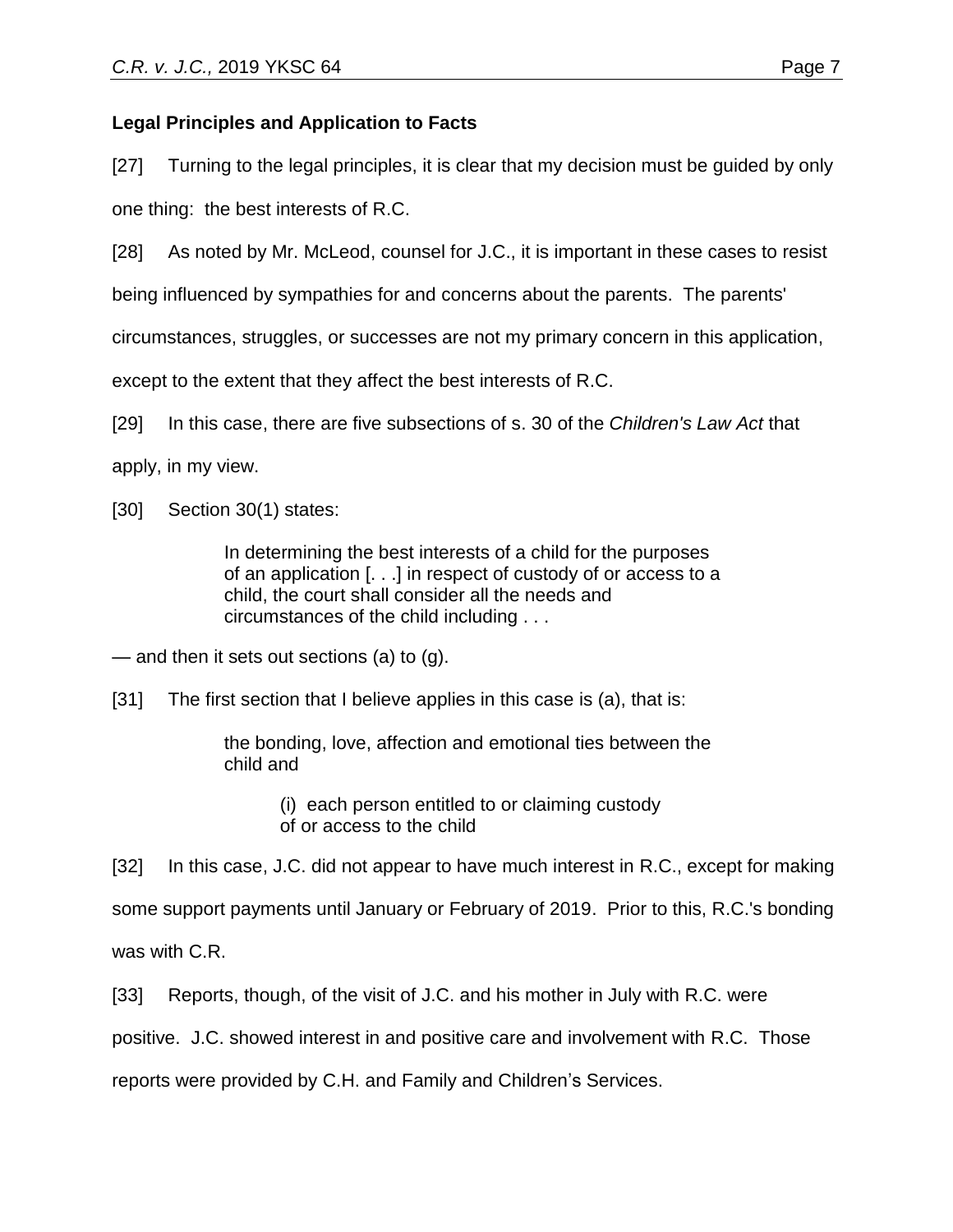**Legal Principles and Application to Facts**

[27] Turning to the legal principles, it is clear that my decision must be guided by only one thing: the best interests of R.C.

[28] As noted by Mr. McLeod, counsel for J.C., it is important in these cases to resist being influenced by sympathies for and concerns about the parents. The parents' circumstances, struggles, or successes are not my primary concern in this application, except to the extent that they affect the best interests of R.C.

[29] In this case, there are five subsections of s. 30 of the *Children's Law Act* that apply, in my view.

[30] Section 30(1) states:

> In determining the best interests of a child for the purposes of an application [. . .] in respect of custody of or access to a child, the court shall consider all the needs and circumstances of the child including . . .

— and then it sets out sections (a) to (g).

[31] The first section that I believe applies in this case is (a), that is:

> the bonding, love, affection and emotional ties between the child and
>
> > (i) each person entitled to or claiming custody of or access to the child

[32] In this case, J.C. did not appear to have much interest in R.C., except for making some support payments until January or February of 2019. Prior to this, R.C.'s bonding was with C.R.

[33] Reports, though, of the visit of J.C. and his mother in July with R.C. were positive. J.C. showed interest in and positive care and involvement with R.C. Those reports were provided by C.H. and Family and Children's Services.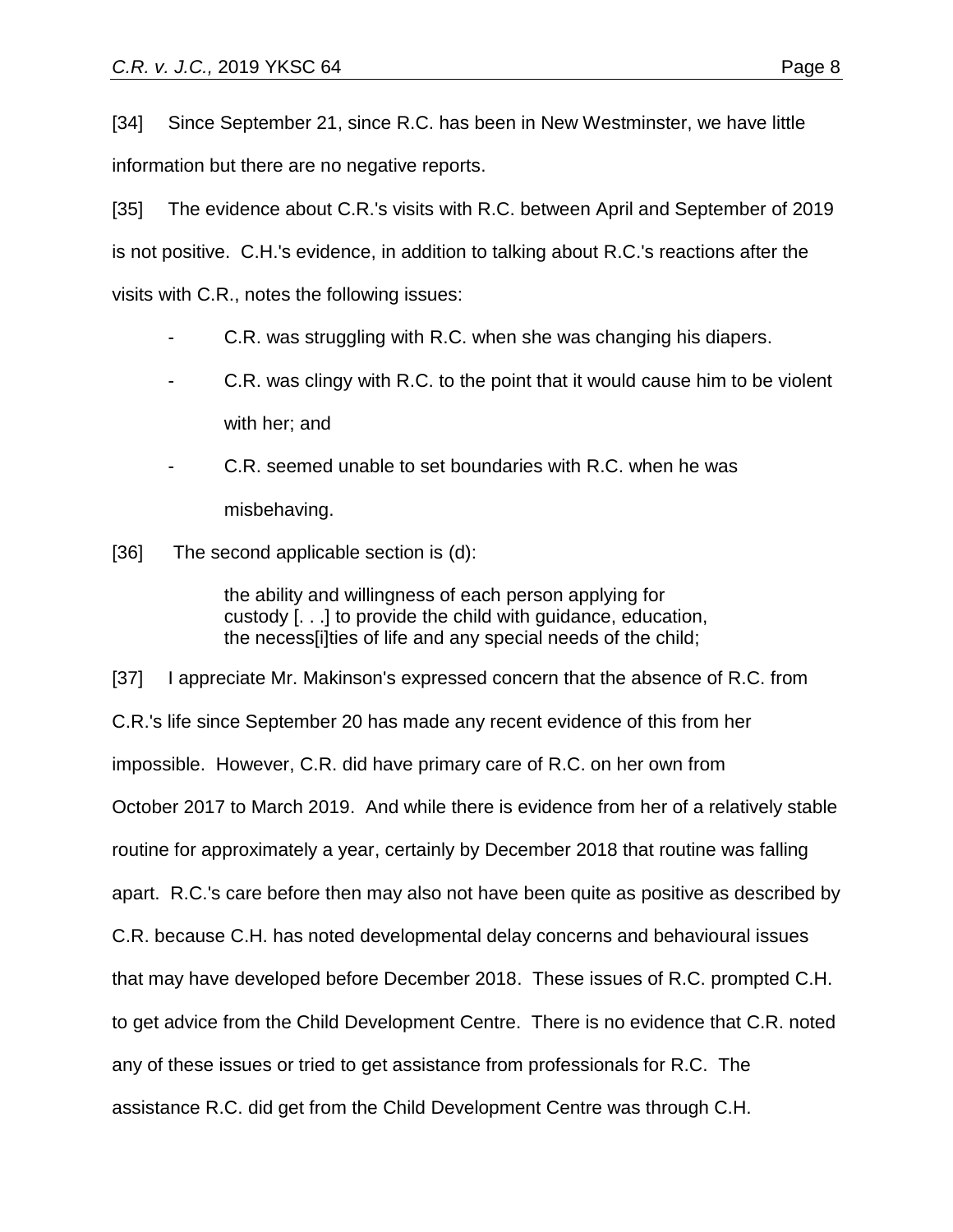[34] Since September 21, since R.C. has been in New Westminster, we have little information but there are no negative reports.

[35] The evidence about C.R.'s visits with R.C. between April and September of 2019 is not positive. C.H.'s evidence, in addition to talking about R.C.'s reactions after the visits with C.R., notes the following issues:

- C.R. was struggling with R.C. when she was changing his diapers.
- C.R. was clingy with R.C. to the point that it would cause him to be violent with her; and
- C.R. seemed unable to set boundaries with R.C. when he was misbehaving.

[36] The second applicable section is (d):

> the ability and willingness of each person applying for custody [. . .] to provide the child with guidance, education, the necess[i]ties of life and any special needs of the child;

[37] I appreciate Mr. Makinson's expressed concern that the absence of R.C. from C.R.'s life since September 20 has made any recent evidence of this from her impossible. However, C.R. did have primary care of R.C. on her own from October 2017 to March 2019. And while there is evidence from her of a relatively stable routine for approximately a year, certainly by December 2018 that routine was falling apart. R.C.'s care before then may also not have been quite as positive as described by C.R. because C.H. has noted developmental delay concerns and behavioural issues that may have developed before December 2018. These issues of R.C. prompted C.H. to get advice from the Child Development Centre. There is no evidence that C.R. noted any of these issues or tried to get assistance from professionals for R.C. The assistance R.C. did get from the Child Development Centre was through C.H.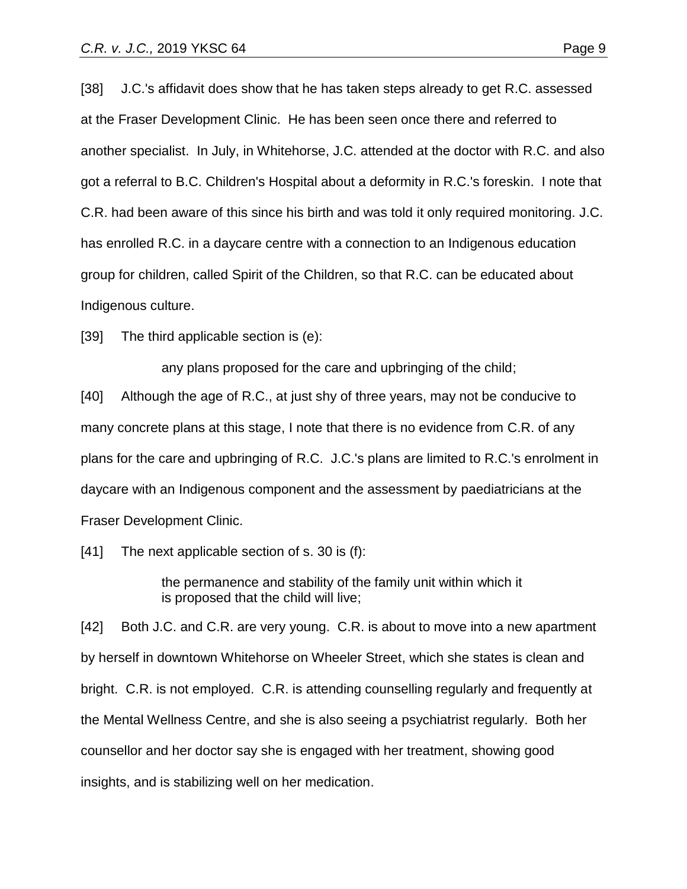[38] J.C.'s affidavit does show that he has taken steps already to get R.C. assessed at the Fraser Development Clinic. He has been seen once there and referred to another specialist. In July, in Whitehorse, J.C. attended at the doctor with R.C. and also got a referral to B.C. Children's Hospital about a deformity in R.C.'s foreskin. I note that C.R. had been aware of this since his birth and was told it only required monitoring. J.C. has enrolled R.C. in a daycare centre with a connection to an Indigenous education group for children, called Spirit of the Children, so that R.C. can be educated about Indigenous culture.

[39] The third applicable section is (e):

> any plans proposed for the care and upbringing of the child;

[40] Although the age of R.C., at just shy of three years, may not be conducive to many concrete plans at this stage, I note that there is no evidence from C.R. of any plans for the care and upbringing of R.C. J.C.'s plans are limited to R.C.'s enrolment in daycare with an Indigenous component and the assessment by paediatricians at the Fraser Development Clinic.

[41] The next applicable section of s. 30 is (f):

> the permanence and stability of the family unit within which it is proposed that the child will live;

[42] Both J.C. and C.R. are very young. C.R. is about to move into a new apartment by herself in downtown Whitehorse on Wheeler Street, which she states is clean and bright. C.R. is not employed. C.R. is attending counselling regularly and frequently at the Mental Wellness Centre, and she is also seeing a psychiatrist regularly. Both her counsellor and her doctor say she is engaged with her treatment, showing good insights, and is stabilizing well on her medication.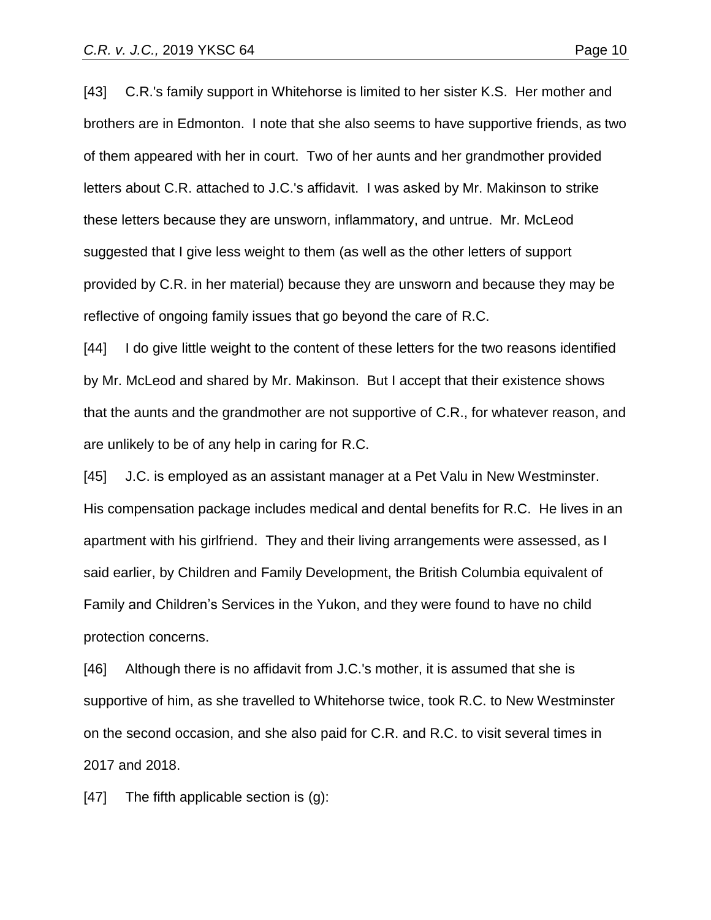[43] C.R.'s family support in Whitehorse is limited to her sister K.S. Her mother and brothers are in Edmonton. I note that she also seems to have supportive friends, as two of them appeared with her in court. Two of her aunts and her grandmother provided letters about C.R. attached to J.C.'s affidavit. I was asked by Mr. Makinson to strike these letters because they are unsworn, inflammatory, and untrue. Mr. McLeod suggested that I give less weight to them (as well as the other letters of support provided by C.R. in her material) because they are unsworn and because they may be reflective of ongoing family issues that go beyond the care of R.C.

[44] I do give little weight to the content of these letters for the two reasons identified by Mr. McLeod and shared by Mr. Makinson. But I accept that their existence shows that the aunts and the grandmother are not supportive of C.R., for whatever reason, and are unlikely to be of any help in caring for R.C.

[45] J.C. is employed as an assistant manager at a Pet Valu in New Westminster. His compensation package includes medical and dental benefits for R.C. He lives in an apartment with his girlfriend. They and their living arrangements were assessed, as I said earlier, by Children and Family Development, the British Columbia equivalent of Family and Children's Services in the Yukon, and they were found to have no child protection concerns.

[46] Although there is no affidavit from J.C.'s mother, it is assumed that she is supportive of him, as she travelled to Whitehorse twice, took R.C. to New Westminster on the second occasion, and she also paid for C.R. and R.C. to visit several times in 2017 and 2018.

[47] The fifth applicable section is (g):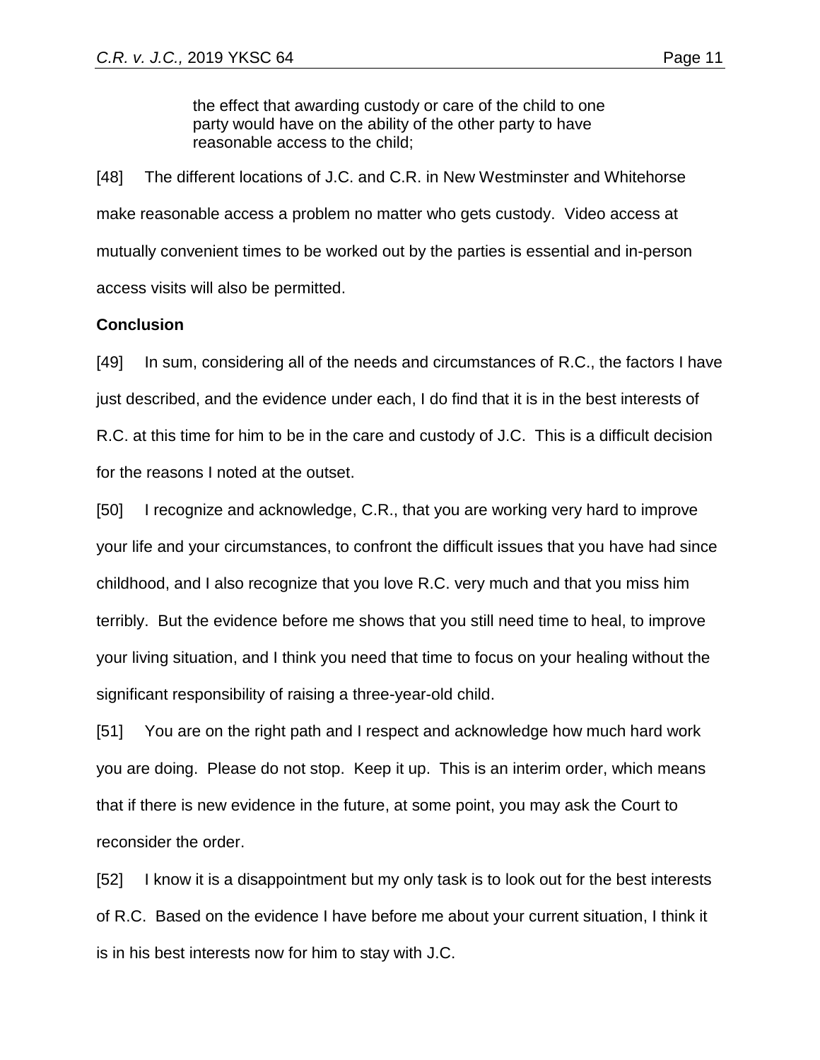> the effect that awarding custody or care of the child to one party would have on the ability of the other party to have reasonable access to the child;

[48] The different locations of J.C. and C.R. in New Westminster and Whitehorse make reasonable access a problem no matter who gets custody. Video access at mutually convenient times to be worked out by the parties is essential and in-person access visits will also be permitted.

**Conclusion**

[49] In sum, considering all of the needs and circumstances of R.C., the factors I have just described, and the evidence under each, I do find that it is in the best interests of R.C. at this time for him to be in the care and custody of J.C. This is a difficult decision for the reasons I noted at the outset.

[50] I recognize and acknowledge, C.R., that you are working very hard to improve your life and your circumstances, to confront the difficult issues that you have had since childhood, and I also recognize that you love R.C. very much and that you miss him terribly. But the evidence before me shows that you still need time to heal, to improve your living situation, and I think you need that time to focus on your healing without the significant responsibility of raising a three-year-old child.

[51] You are on the right path and I respect and acknowledge how much hard work you are doing. Please do not stop. Keep it up. This is an interim order, which means that if there is new evidence in the future, at some point, you may ask the Court to reconsider the order.

[52] I know it is a disappointment but my only task is to look out for the best interests of R.C. Based on the evidence I have before me about your current situation, I think it is in his best interests now for him to stay with J.C.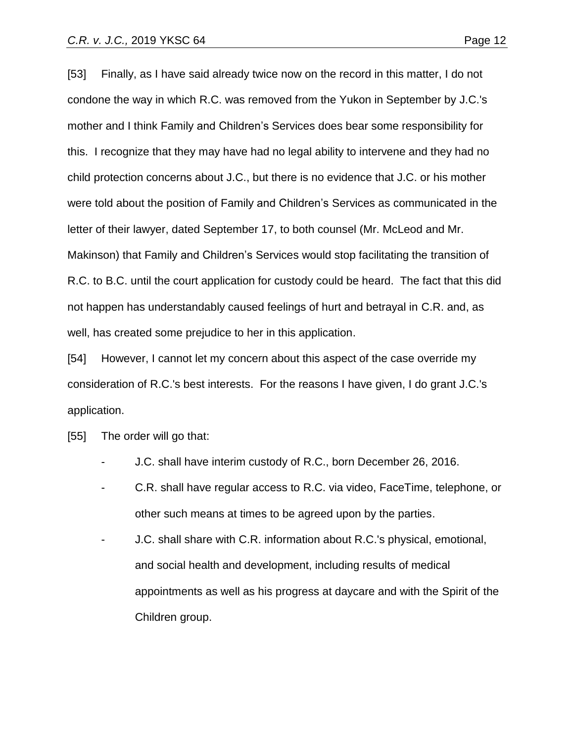[53] Finally, as I have said already twice now on the record in this matter, I do not condone the way in which R.C. was removed from the Yukon in September by J.C.'s mother and I think Family and Children's Services does bear some responsibility for this. I recognize that they may have had no legal ability to intervene and they had no child protection concerns about J.C., but there is no evidence that J.C. or his mother were told about the position of Family and Children's Services as communicated in the letter of their lawyer, dated September 17, to both counsel (Mr. McLeod and Mr. Makinson) that Family and Children's Services would stop facilitating the transition of R.C. to B.C. until the court application for custody could be heard. The fact that this did not happen has understandably caused feelings of hurt and betrayal in C.R. and, as well, has created some prejudice to her in this application.

[54] However, I cannot let my concern about this aspect of the case override my consideration of R.C.'s best interests. For the reasons I have given, I do grant J.C.'s application.

[55] The order will go that:

- J.C. shall have interim custody of R.C., born December 26, 2016.
- C.R. shall have regular access to R.C. via video, FaceTime, telephone, or other such means at times to be agreed upon by the parties.
- J.C. shall share with C.R. information about R.C.'s physical, emotional, and social health and development, including results of medical appointments as well as his progress at daycare and with the Spirit of the Children group.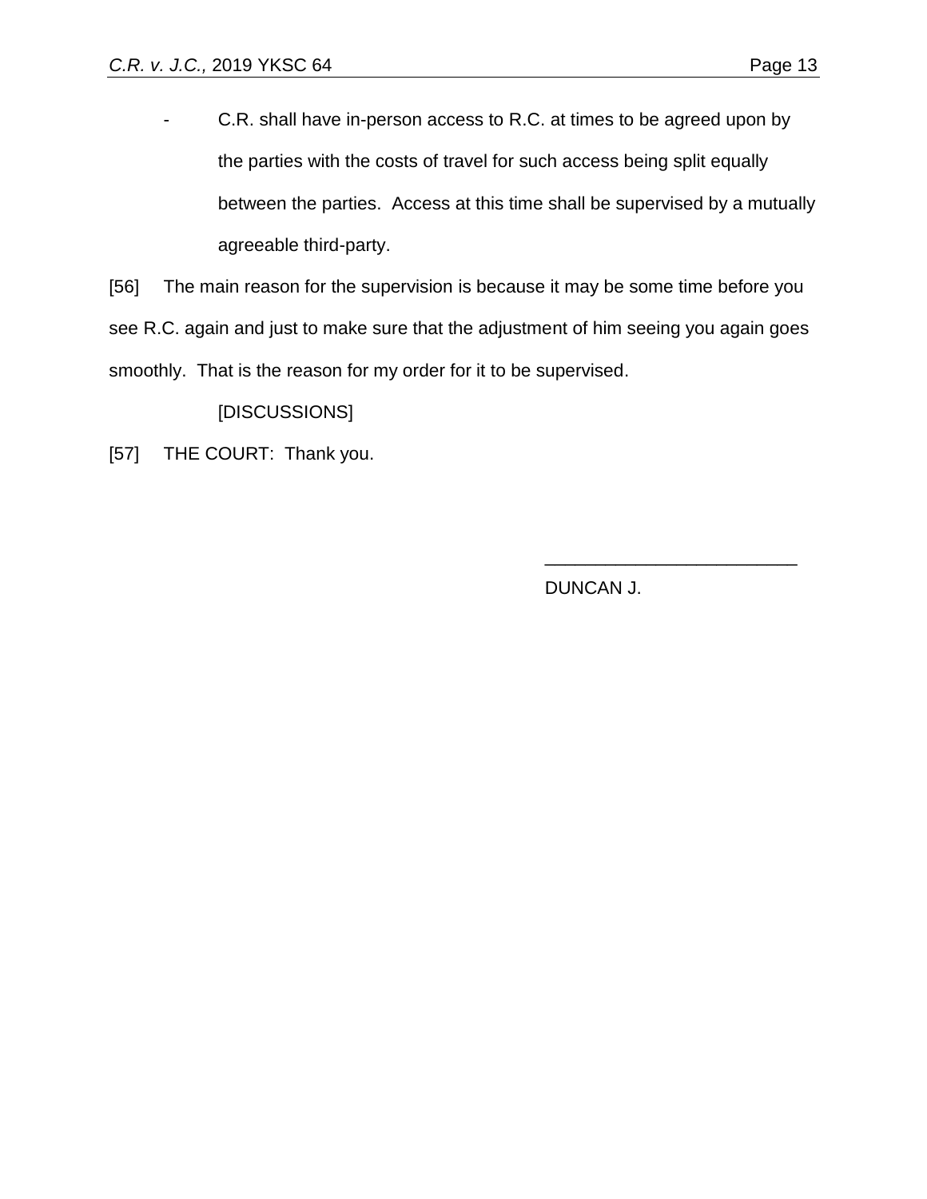- C.R. shall have in-person access to R.C. at times to be agreed upon by the parties with the costs of travel for such access being split equally between the parties. Access at this time shall be supervised by a mutually agreeable third-party.

[56] The main reason for the supervision is because it may be some time before you see R.C. again and just to make sure that the adjustment of him seeing you again goes smoothly. That is the reason for my order for it to be supervised.

[DISCUSSIONS]

[57] THE COURT: Thank you.

\_\_\_\_\_\_\_\_\_\_\_\_\_\_\_\_\_\_\_\_\_\_\_\_\_\_

DUNCAN J.